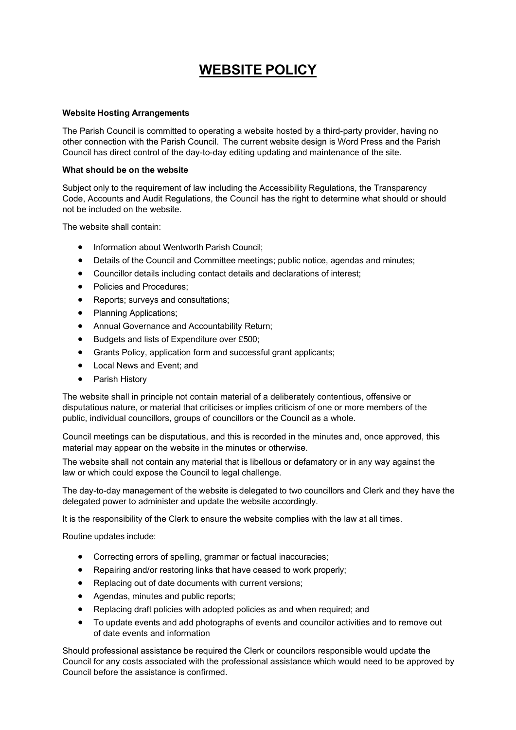# WEBSITE POLICY

**Website Hosting Arrangements**

The Parish Council is committed to operating a website hosted by a third-party provider, having no other connection with the Parish Council. The current website design is Word Press and the Parish Council has direct control of the day-to-day editing updating and maintenance of the site.

**What should be on the website**

Subject only to the requirement of law including the Accessibility Regulations, the Transparency Code, Accounts and Audit Regulations, the Council has the right to determine what should or should not be included on the website.

The website shall contain:

- Information about Wentworth Parish Council;
- Details of the Council and Committee meetings; public notice, agendas and minutes;
- Councillor details including contact details and declarations of interest;
- Policies and Procedures;
- Reports; surveys and consultations;
- Planning Applications;
- Annual Governance and Accountability Return;
- Budgets and lists of Expenditure over £500;
- Grants Policy, application form and successful grant applicants;
- Local News and Event; and
- Parish History

The website shall in principle not contain material of a deliberately contentious, offensive or disputatious nature, or material that criticises or implies criticism of one or more members of the public, individual councillors, groups of councillors or the Council as a whole.

Council meetings can be disputatious, and this is recorded in the minutes and, once approved, this material may appear on the website in the minutes or otherwise.

The website shall not contain any material that is libellous or defamatory or in any way against the law or which could expose the Council to legal challenge.

The day-to-day management of the website is delegated to two councillors and Clerk and they have the delegated power to administer and update the website accordingly.

It is the responsibility of the Clerk to ensure the website complies with the law at all times.

Routine updates include:

- Correcting errors of spelling, grammar or factual inaccuracies;
- Repairing and/or restoring links that have ceased to work properly;
- Replacing out of date documents with current versions;
- Agendas, minutes and public reports;
- Replacing draft policies with adopted policies as and when required; and
- To update events and add photographs of events and councilor activities and to remove out of date events and information

Should professional assistance be required the Clerk or councilors responsible would update the Council for any costs associated with the professional assistance which would need to be approved by Council before the assistance is confirmed.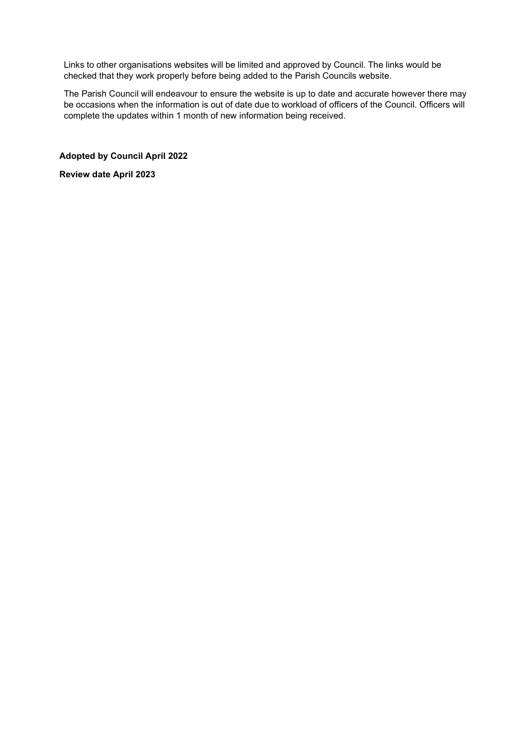Links to other organisations websites will be limited and approved by Council. The links would be checked that they work properly before being added to the Parish Councils website.

The Parish Council will endeavour to ensure the website is up to date and accurate however there may be occasions when the information is out of date due to workload of officers of the Council. Officers will complete the updates within 1 month of new information being received.

**Adopted by Council April 2022**

**Review date April 2023**